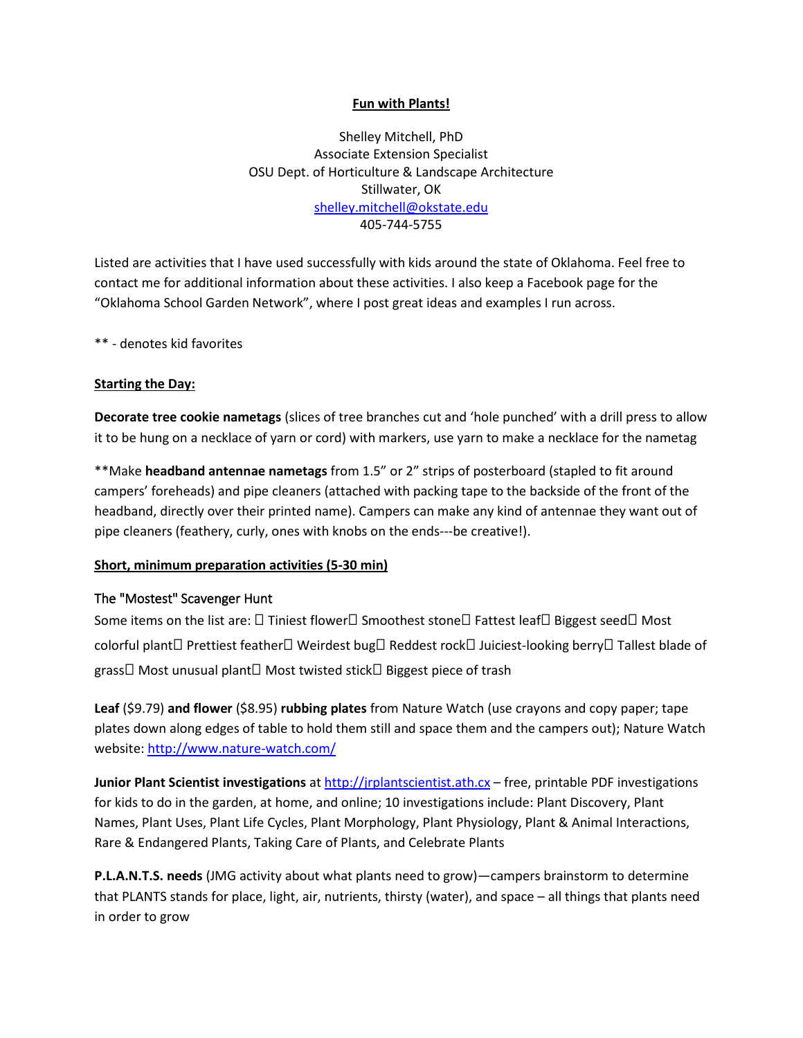# Fun with Plants!

Shelley Mitchell, PhD
Associate Extension Specialist
OSU Dept. of Horticulture & Landscape Architecture
Stillwater, OK
shelley.mitchell@okstate.edu
405-744-5755

Listed are activities that I have used successfully with kids around the state of Oklahoma. Feel free to contact me for additional information about these activities. I also keep a Facebook page for the "Oklahoma School Garden Network", where I post great ideas and examples I run across.

** - denotes kid favorites

## Starting the Day:

**Decorate tree cookie nametags** (slices of tree branches cut and 'hole punched' with a drill press to allow it to be hung on a necklace of yarn or cord) with markers, use yarn to make a necklace for the nametag

**Make **headband antennae nametags** from 1.5" or 2" strips of posterboard (stapled to fit around campers' foreheads) and pipe cleaners (attached with packing tape to the backside of the front of the headband, directly over their printed name). Campers can make any kind of antennae they want out of pipe cleaners (feathery, curly, ones with knobs on the ends---be creative!).

## Short, minimum preparation activities (5-30 min)

### The "Mostest" Scavenger Hunt

Some items on the list are: □ Tiniest flower□ Smoothest stone□ Fattest leaf□ Biggest seed□ Most colorful plant□ Prettiest feather□ Weirdest bug□ Reddest rock□ Juiciest-looking berry□ Tallest blade of grass□ Most unusual plant□ Most twisted stick□ Biggest piece of trash

**Leaf** ($9.79) **and flower** ($8.95) **rubbing plates** from Nature Watch (use crayons and copy paper; tape plates down along edges of table to hold them still and space them and the campers out); Nature Watch website: http://www.nature-watch.com/

**Junior Plant Scientist investigations** at http://jrplantscientist.ath.cx – free, printable PDF investigations for kids to do in the garden, at home, and online; 10 investigations include: Plant Discovery, Plant Names, Plant Uses, Plant Life Cycles, Plant Morphology, Plant Physiology, Plant & Animal Interactions, Rare & Endangered Plants, Taking Care of Plants, and Celebrate Plants

**P.L.A.N.T.S. needs** (JMG activity about what plants need to grow)—campers brainstorm to determine that PLANTS stands for place, light, air, nutrients, thirsty (water), and space – all things that plants need in order to grow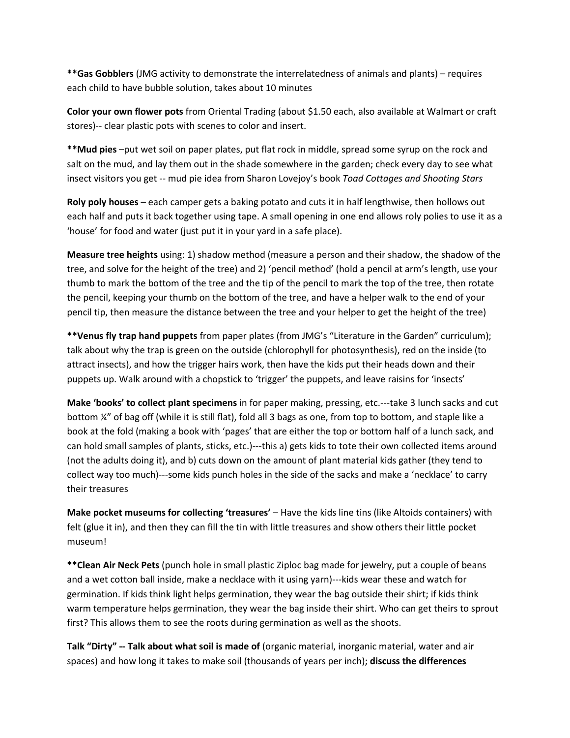**Gas Gobblers** (JMG activity to demonstrate the interrelatedness of animals and plants) – requires each child to have bubble solution, takes about 10 minutes

**Color your own flower pots** from Oriental Trading (about $1.50 each, also available at Walmart or craft stores)-- clear plastic pots with scenes to color and insert.

****Mud pies** –put wet soil on paper plates, put flat rock in middle, spread some syrup on the rock and salt on the mud, and lay them out in the shade somewhere in the garden; check every day to see what insect visitors you get -- mud pie idea from Sharon Lovejoy's book *Toad Cottages and Shooting Stars*

**Roly poly houses** – each camper gets a baking potato and cuts it in half lengthwise, then hollows out each half and puts it back together using tape. A small opening in one end allows roly polies to use it as a 'house' for food and water (just put it in your yard in a safe place).

**Measure tree heights** using: 1) shadow method (measure a person and their shadow, the shadow of the tree, and solve for the height of the tree) and 2) 'pencil method' (hold a pencil at arm's length, use your thumb to mark the bottom of the tree and the tip of the pencil to mark the top of the tree, then rotate the pencil, keeping your thumb on the bottom of the tree, and have a helper walk to the end of your pencil tip, then measure the distance between the tree and your helper to get the height of the tree)

****Venus fly trap hand puppets** from paper plates (from JMG's "Literature in the Garden" curriculum); talk about why the trap is green on the outside (chlorophyll for photosynthesis), red on the inside (to attract insects), and how the trigger hairs work, then have the kids put their heads down and their puppets up. Walk around with a chopstick to 'trigger' the puppets, and leave raisins for 'insects'

**Make 'books' to collect plant specimens** in for paper making, pressing, etc.---take 3 lunch sacks and cut bottom ¼" of bag off (while it is still flat), fold all 3 bags as one, from top to bottom, and staple like a book at the fold (making a book with 'pages' that are either the top or bottom half of a lunch sack, and can hold small samples of plants, sticks, etc.)---this a) gets kids to tote their own collected items around (not the adults doing it), and b) cuts down on the amount of plant material kids gather (they tend to collect way too much)---some kids punch holes in the side of the sacks and make a 'necklace' to carry their treasures

**Make pocket museums for collecting 'treasures'** – Have the kids line tins (like Altoids containers) with felt (glue it in), and then they can fill the tin with little treasures and show others their little pocket museum!

****Clean Air Neck Pets** (punch hole in small plastic Ziploc bag made for jewelry, put a couple of beans and a wet cotton ball inside, make a necklace with it using yarn)---kids wear these and watch for germination. If kids think light helps germination, they wear the bag outside their shirt; if kids think warm temperature helps germination, they wear the bag inside their shirt. Who can get theirs to sprout first? This allows them to see the roots during germination as well as the shoots.

**Talk "Dirty" -- Talk about what soil is made of** (organic material, inorganic material, water and air spaces) and how long it takes to make soil (thousands of years per inch); **discuss the differences**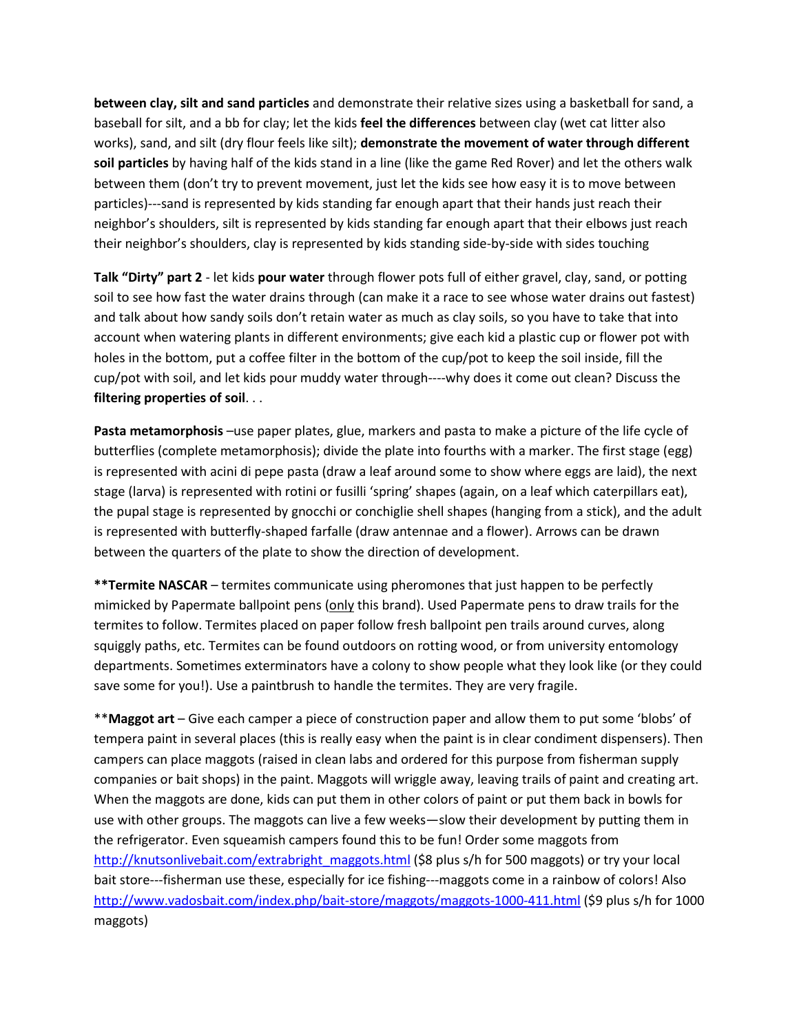**between clay, silt and sand particles** and demonstrate their relative sizes using a basketball for sand, a baseball for silt, and a bb for clay; let the kids **feel the differences** between clay (wet cat litter also works), sand, and silt (dry flour feels like silt); **demonstrate the movement of water through different soil particles** by having half of the kids stand in a line (like the game Red Rover) and let the others walk between them (don't try to prevent movement, just let the kids see how easy it is to move between particles)---sand is represented by kids standing far enough apart that their hands just reach their neighbor's shoulders, silt is represented by kids standing far enough apart that their elbows just reach their neighbor's shoulders, clay is represented by kids standing side-by-side with sides touching

**Talk "Dirty" part 2** - let kids **pour water** through flower pots full of either gravel, clay, sand, or potting soil to see how fast the water drains through (can make it a race to see whose water drains out fastest) and talk about how sandy soils don't retain water as much as clay soils, so you have to take that into account when watering plants in different environments; give each kid a plastic cup or flower pot with holes in the bottom, put a coffee filter in the bottom of the cup/pot to keep the soil inside, fill the cup/pot with soil, and let kids pour muddy water through----why does it come out clean? Discuss the **filtering properties of soil**. . .

**Pasta metamorphosis** –use paper plates, glue, markers and pasta to make a picture of the life cycle of butterflies (complete metamorphosis); divide the plate into fourths with a marker. The first stage (egg) is represented with acini di pepe pasta (draw a leaf around some to show where eggs are laid), the next stage (larva) is represented with rotini or fusilli 'spring' shapes (again, on a leaf which caterpillars eat), the pupal stage is represented by gnocchi or conchiglie shell shapes (hanging from a stick), and the adult is represented with butterfly-shaped farfalle (draw antennae and a flower). Arrows can be drawn between the quarters of the plate to show the direction of development.

****Termite NASCAR** – termites communicate using pheromones that just happen to be perfectly mimicked by Papermate ballpoint pens (<u>only</u> this brand). Used Papermate pens to draw trails for the termites to follow. Termites placed on paper follow fresh ballpoint pen trails around curves, along squiggly paths, etc. Termites can be found outdoors on rotting wood, or from university entomology departments. Sometimes exterminators have a colony to show people what they look like (or they could save some for you!). Use a paintbrush to handle the termites. They are very fragile.

****Maggot art** – Give each camper a piece of construction paper and allow them to put some 'blobs' of tempera paint in several places (this is really easy when the paint is in clear condiment dispensers). Then campers can place maggots (raised in clean labs and ordered for this purpose from fisherman supply companies or bait shops) in the paint. Maggots will wriggle away, leaving trails of paint and creating art. When the maggots are done, kids can put them in other colors of paint or put them back in bowls for use with other groups. The maggots can live a few weeks—slow their development by putting them in the refrigerator. Even squeamish campers found this to be fun! Order some maggots from http://knutsonlivebait.com/extrabright_maggots.html ($8 plus s/h for 500 maggots) or try your local bait store---fisherman use these, especially for ice fishing---maggots come in a rainbow of colors! Also http://www.vadosbait.com/index.php/bait-store/maggots/maggots-1000-411.html ($9 plus s/h for 1000 maggots)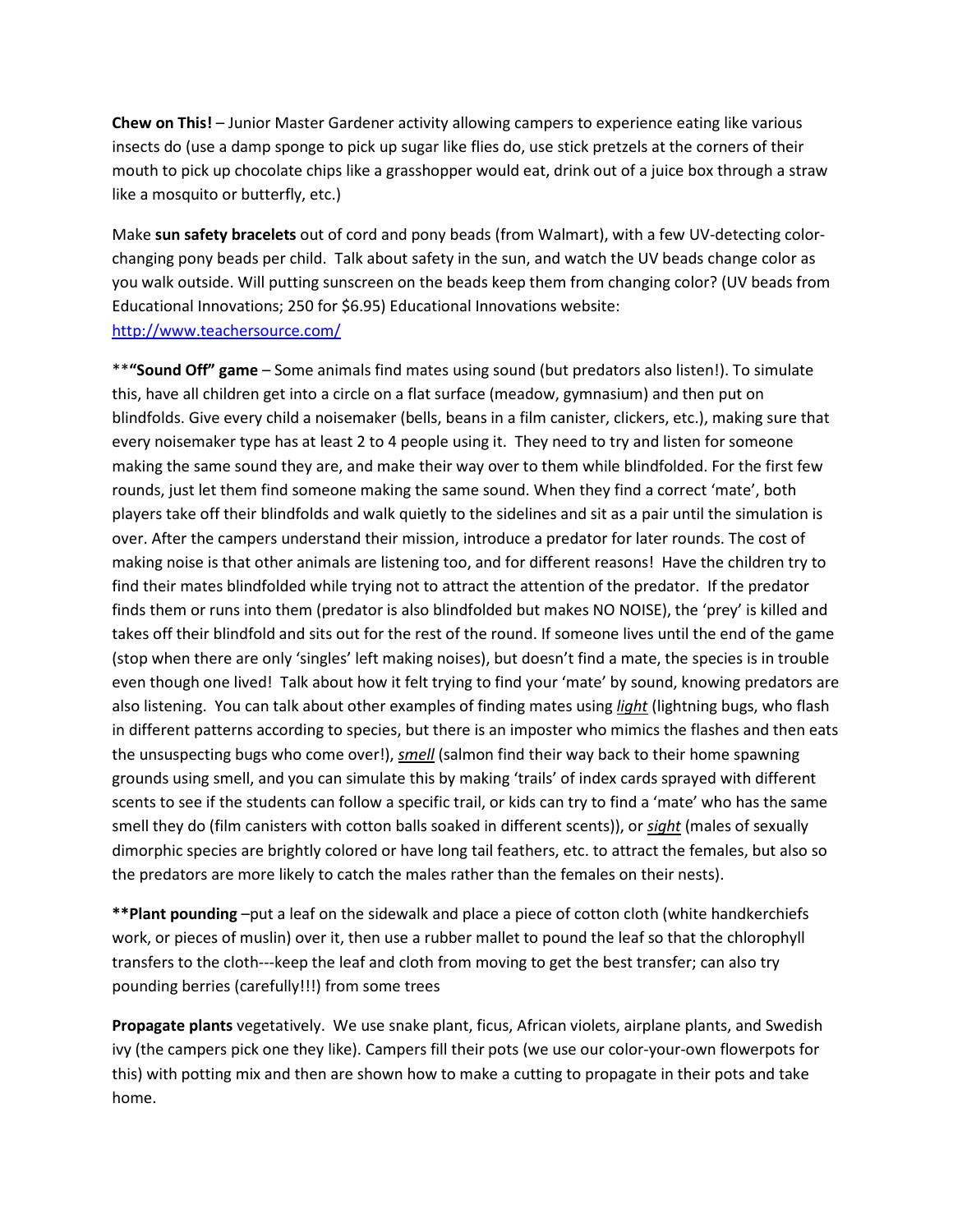**Chew on This!** – Junior Master Gardener activity allowing campers to experience eating like various insects do (use a damp sponge to pick up sugar like flies do, use stick pretzels at the corners of their mouth to pick up chocolate chips like a grasshopper would eat, drink out of a juice box through a straw like a mosquito or butterfly, etc.)

Make **sun safety bracelets** out of cord and pony beads (from Walmart), with a few UV-detecting color-changing pony beads per child. Talk about safety in the sun, and watch the UV beads change color as you walk outside. Will putting sunscreen on the beads keep them from changing color? (UV beads from Educational Innovations; 250 for $6.95) Educational Innovations website: [http://www.teachersource.com/](http://www.teachersource.com/)

**"Sound Off" game** – Some animals find mates using sound (but predators also listen!). To simulate this, have all children get into a circle on a flat surface (meadow, gymnasium) and then put on blindfolds. Give every child a noisemaker (bells, beans in a film canister, clickers, etc.), making sure that every noisemaker type has at least 2 to 4 people using it. They need to try and listen for someone making the same sound they are, and make their way over to them while blindfolded. For the first few rounds, just let them find someone making the same sound. When they find a correct 'mate', both players take off their blindfolds and walk quietly to the sidelines and sit as a pair until the simulation is over. After the campers understand their mission, introduce a predator for later rounds. The cost of making noise is that other animals are listening too, and for different reasons! Have the children try to find their mates blindfolded while trying not to attract the attention of the predator. If the predator finds them or runs into them (predator is also blindfolded but makes NO NOISE), the 'prey' is killed and takes off their blindfold and sits out for the rest of the round. If someone lives until the end of the game (stop when there are only 'singles' left making noises), but doesn't find a mate, the species is in trouble even though one lived! Talk about how it felt trying to find your 'mate' by sound, knowing predators are also listening. You can talk about other examples of finding mates using ***light*** (lightning bugs, who flash in different patterns according to species, but there is an imposter who mimics the flashes and then eats the unsuspecting bugs who come over!), ***smell*** (salmon find their way back to their home spawning grounds using smell, and you can simulate this by making 'trails' of index cards sprayed with different scents to see if the students can follow a specific trail, or kids can try to find a 'mate' who has the same smell they do (film canisters with cotton balls soaked in different scents)), or ***sight*** (males of sexually dimorphic species are brightly colored or have long tail feathers, etc. to attract the females, but also so the predators are more likely to catch the males rather than the females on their nests).

****Plant pounding** –put a leaf on the sidewalk and place a piece of cotton cloth (white handkerchiefs work, or pieces of muslin) over it, then use a rubber mallet to pound the leaf so that the chlorophyll transfers to the cloth---keep the leaf and cloth from moving to get the best transfer; can also try pounding berries (carefully!!!) from some trees

**Propagate plants** vegetatively. We use snake plant, ficus, African violets, airplane plants, and Swedish ivy (the campers pick one they like). Campers fill their pots (we use our color-your-own flowerpots for this) with potting mix and then are shown how to make a cutting to propagate in their pots and take home.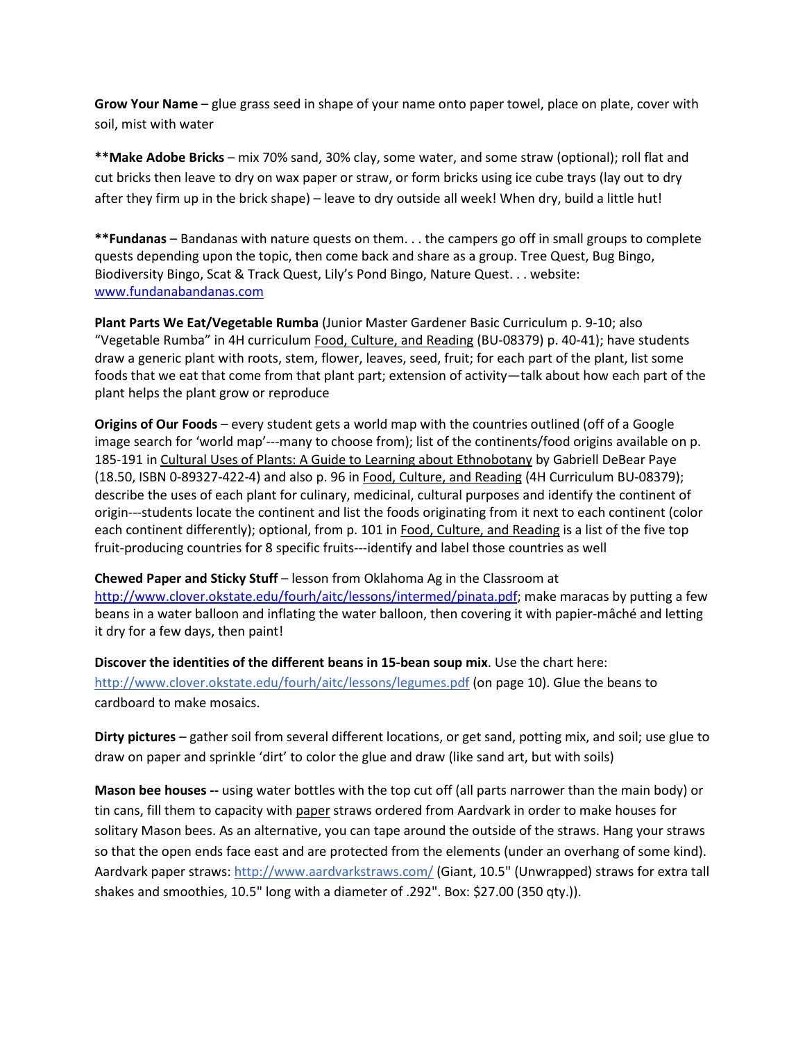**Grow Your Name** – glue grass seed in shape of your name onto paper towel, place on plate, cover with soil, mist with water

****Make Adobe Bricks** – mix 70% sand, 30% clay, some water, and some straw (optional); roll flat and cut bricks then leave to dry on wax paper or straw, or form bricks using ice cube trays (lay out to dry after they firm up in the brick shape) – leave to dry outside all week! When dry, build a little hut!

****Fundanas** – Bandanas with nature quests on them. . . the campers go off in small groups to complete quests depending upon the topic, then come back and share as a group. Tree Quest, Bug Bingo, Biodiversity Bingo, Scat & Track Quest, Lily's Pond Bingo, Nature Quest. . . website: [www.fundanabandanas.com](www.fundanabandanas.com)

**Plant Parts We Eat/Vegetable Rumba** (Junior Master Gardener Basic Curriculum p. 9-10; also "Vegetable Rumba" in 4H curriculum Food, Culture, and Reading (BU-08379) p. 40-41); have students draw a generic plant with roots, stem, flower, leaves, seed, fruit; for each part of the plant, list some foods that we eat that come from that plant part; extension of activity—talk about how each part of the plant helps the plant grow or reproduce

**Origins of Our Foods** – every student gets a world map with the countries outlined (off of a Google image search for 'world map'---many to choose from); list of the continents/food origins available on p. 185-191 in Cultural Uses of Plants: A Guide to Learning about Ethnobotany by Gabriell DeBear Paye (18.50, ISBN 0-89327-422-4) and also p. 96 in Food, Culture, and Reading (4H Curriculum BU-08379); describe the uses of each plant for culinary, medicinal, cultural purposes and identify the continent of origin---students locate the continent and list the foods originating from it next to each continent (color each continent differently); optional, from p. 101 in Food, Culture, and Reading is a list of the five top fruit-producing countries for 8 specific fruits---identify and label those countries as well

**Chewed Paper and Sticky Stuff** – lesson from Oklahoma Ag in the Classroom at [http://www.clover.okstate.edu/fourh/aitc/lessons/intermed/pinata.pdf](http://www.clover.okstate.edu/fourh/aitc/lessons/intermed/pinata.pdf); make maracas by putting a few beans in a water balloon and inflating the water balloon, then covering it with papier-mâché and letting it dry for a few days, then paint!

**Discover the identities of the different beans in 15-bean soup mix**. Use the chart here: [http://www.clover.okstate.edu/fourh/aitc/lessons/legumes.pdf](http://www.clover.okstate.edu/fourh/aitc/lessons/legumes.pdf) (on page 10). Glue the beans to cardboard to make mosaics.

**Dirty pictures** – gather soil from several different locations, or get sand, potting mix, and soil; use glue to draw on paper and sprinkle 'dirt' to color the glue and draw (like sand art, but with soils)

**Mason bee houses --** using water bottles with the top cut off (all parts narrower than the main body) or tin cans, fill them to capacity with paper straws ordered from Aardvark in order to make houses for solitary Mason bees. As an alternative, you can tape around the outside of the straws. Hang your straws so that the open ends face east and are protected from the elements (under an overhang of some kind). Aardvark paper straws: [http://www.aardvarkstraws.com/](http://www.aardvarkstraws.com/) (Giant, 10.5" (Unwrapped) straws for extra tall shakes and smoothies, 10.5" long with a diameter of .292". Box: $27.00 (350 qty.)).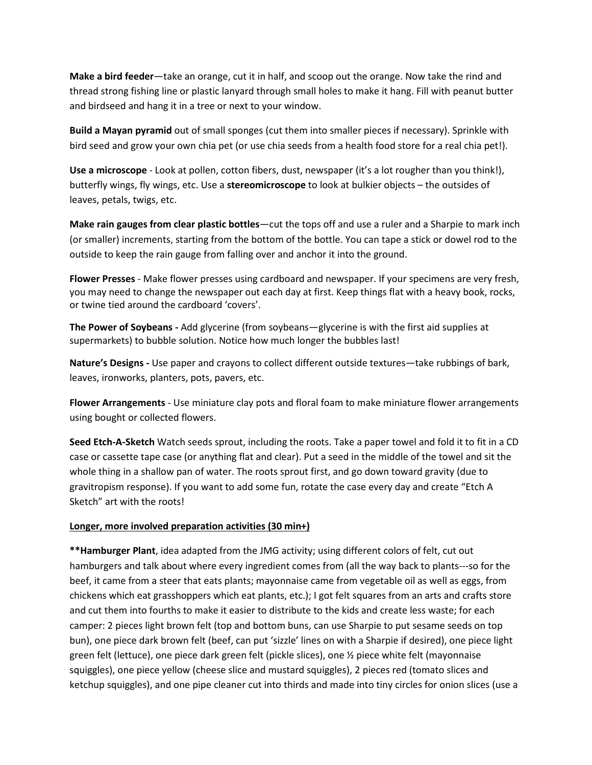**Make a bird feeder**—take an orange, cut it in half, and scoop out the orange. Now take the rind and thread strong fishing line or plastic lanyard through small holes to make it hang. Fill with peanut butter and birdseed and hang it in a tree or next to your window.

**Build a Mayan pyramid** out of small sponges (cut them into smaller pieces if necessary). Sprinkle with bird seed and grow your own chia pet (or use chia seeds from a health food store for a real chia pet!).

**Use a microscope** - Look at pollen, cotton fibers, dust, newspaper (it's a lot rougher than you think!), butterfly wings, fly wings, etc. Use a **stereomicroscope** to look at bulkier objects – the outsides of leaves, petals, twigs, etc.

**Make rain gauges from clear plastic bottles**—cut the tops off and use a ruler and a Sharpie to mark inch (or smaller) increments, starting from the bottom of the bottle. You can tape a stick or dowel rod to the outside to keep the rain gauge from falling over and anchor it into the ground.

**Flower Presses** - Make flower presses using cardboard and newspaper. If your specimens are very fresh, you may need to change the newspaper out each day at first. Keep things flat with a heavy book, rocks, or twine tied around the cardboard 'covers'.

**The Power of Soybeans -** Add glycerine (from soybeans—glycerine is with the first aid supplies at supermarkets) to bubble solution. Notice how much longer the bubbles last!

**Nature's Designs -** Use paper and crayons to collect different outside textures—take rubbings of bark, leaves, ironworks, planters, pots, pavers, etc.

**Flower Arrangements** - Use miniature clay pots and floral foam to make miniature flower arrangements using bought or collected flowers.

**Seed Etch-A-Sketch** Watch seeds sprout, including the roots. Take a paper towel and fold it to fit in a CD case or cassette tape case (or anything flat and clear). Put a seed in the middle of the towel and sit the whole thing in a shallow pan of water. The roots sprout first, and go down toward gravity (due to gravitropism response). If you want to add some fun, rotate the case every day and create "Etch A Sketch" art with the roots!

<u>**Longer, more involved preparation activities (30 min+)**</u>

**\*\*Hamburger Plant**, idea adapted from the JMG activity; using different colors of felt, cut out hamburgers and talk about where every ingredient comes from (all the way back to plants---so for the beef, it came from a steer that eats plants; mayonnaise came from vegetable oil as well as eggs, from chickens which eat grasshoppers which eat plants, etc.); I got felt squares from an arts and crafts store and cut them into fourths to make it easier to distribute to the kids and create less waste; for each camper: 2 pieces light brown felt (top and bottom buns, can use Sharpie to put sesame seeds on top bun), one piece dark brown felt (beef, can put 'sizzle' lines on with a Sharpie if desired), one piece light green felt (lettuce), one piece dark green felt (pickle slices), one ½ piece white felt (mayonnaise squiggles), one piece yellow (cheese slice and mustard squiggles), 2 pieces red (tomato slices and ketchup squiggles), and one pipe cleaner cut into thirds and made into tiny circles for onion slices (use a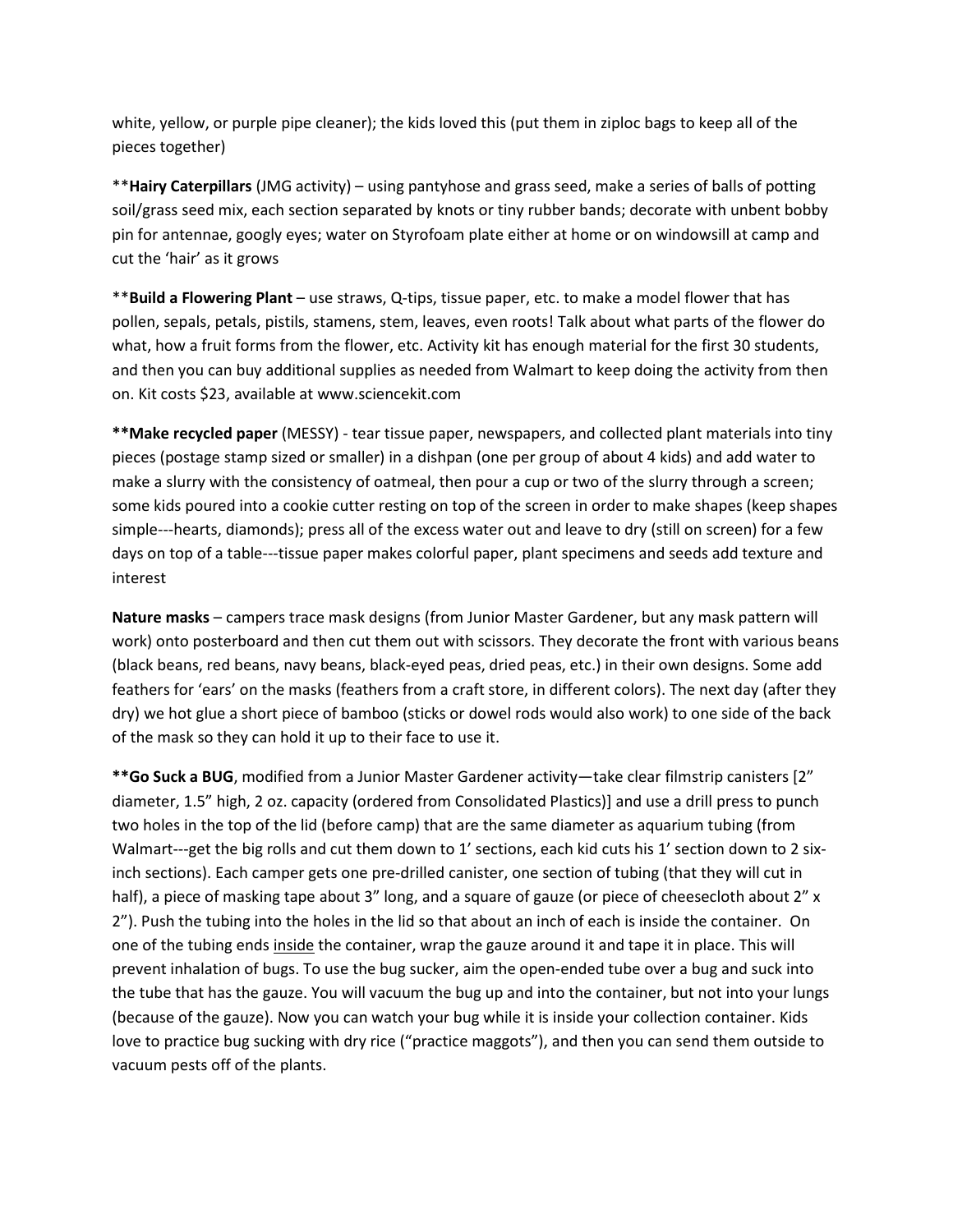white, yellow, or purple pipe cleaner); the kids loved this (put them in ziploc bags to keep all of the pieces together)

**Hairy Caterpillars** (JMG activity) – using pantyhose and grass seed, make a series of balls of potting soil/grass seed mix, each section separated by knots or tiny rubber bands; decorate with unbent bobby pin for antennae, googly eyes; water on Styrofoam plate either at home or on windowsill at camp and cut the 'hair' as it grows

**Build a Flowering Plant** – use straws, Q-tips, tissue paper, etc. to make a model flower that has pollen, sepals, petals, pistils, stamens, stem, leaves, even roots! Talk about what parts of the flower do what, how a fruit forms from the flower, etc. Activity kit has enough material for the first 30 students, and then you can buy additional supplies as needed from Walmart to keep doing the activity from then on. Kit costs $23, available at www.sciencekit.com

**Make recycled paper** (MESSY) - tear tissue paper, newspapers, and collected plant materials into tiny pieces (postage stamp sized or smaller) in a dishpan (one per group of about 4 kids) and add water to make a slurry with the consistency of oatmeal, then pour a cup or two of the slurry through a screen; some kids poured into a cookie cutter resting on top of the screen in order to make shapes (keep shapes simple---hearts, diamonds); press all of the excess water out and leave to dry (still on screen) for a few days on top of a table---tissue paper makes colorful paper, plant specimens and seeds add texture and interest

**Nature masks** – campers trace mask designs (from Junior Master Gardener, but any mask pattern will work) onto posterboard and then cut them out with scissors. They decorate the front with various beans (black beans, red beans, navy beans, black-eyed peas, dried peas, etc.) in their own designs. Some add feathers for 'ears' on the masks (feathers from a craft store, in different colors). The next day (after they dry) we hot glue a short piece of bamboo (sticks or dowel rods would also work) to one side of the back of the mask so they can hold it up to their face to use it.

**Go Suck a BUG**, modified from a Junior Master Gardener activity—take clear filmstrip canisters [2" diameter, 1.5" high, 2 oz. capacity (ordered from Consolidated Plastics)] and use a drill press to punch two holes in the top of the lid (before camp) that are the same diameter as aquarium tubing (from Walmart---get the big rolls and cut them down to 1' sections, each kid cuts his 1' section down to 2 six-inch sections). Each camper gets one pre-drilled canister, one section of tubing (that they will cut in half), a piece of masking tape about 3" long, and a square of gauze (or piece of cheesecloth about 2" x 2"). Push the tubing into the holes in the lid so that about an inch of each is inside the container. On one of the tubing ends <u>inside</u> the container, wrap the gauze around it and tape it in place. This will prevent inhalation of bugs. To use the bug sucker, aim the open-ended tube over a bug and suck into the tube that has the gauze. You will vacuum the bug up and into the container, but not into your lungs (because of the gauze). Now you can watch your bug while it is inside your collection container. Kids love to practice bug sucking with dry rice ("practice maggots"), and then you can send them outside to vacuum pests off of the plants.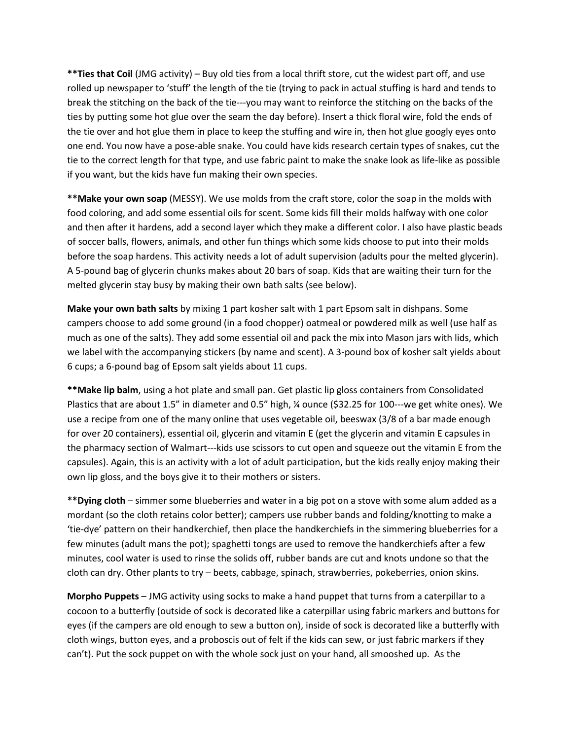**Ties that Coil (JMG activity) – Buy old ties from a local thrift store, cut the widest part off, and use rolled up newspaper to 'stuff' the length of the tie (trying to pack in actual stuffing is hard and tends to break the stitching on the back of the tie---you may want to reinforce the stitching on the backs of the ties by putting some hot glue over the seam the day before). Insert a thick floral wire, fold the ends of the tie over and hot glue them in place to keep the stuffing and wire in, then hot glue googly eyes onto one end. You now have a pose-able snake. You could have kids research certain types of snakes, cut the tie to the correct length for that type, and use fabric paint to make the snake look as life-like as possible if you want, but the kids have fun making their own species.

**Make your own soap (MESSY). We use molds from the craft store, color the soap in the molds with food coloring, and add some essential oils for scent. Some kids fill their molds halfway with one color and then after it hardens, add a second layer which they make a different color. I also have plastic beads of soccer balls, flowers, animals, and other fun things which some kids choose to put into their molds before the soap hardens. This activity needs a lot of adult supervision (adults pour the melted glycerin). A 5-pound bag of glycerin chunks makes about 20 bars of soap. Kids that are waiting their turn for the melted glycerin stay busy by making their own bath salts (see below).

**Make your own bath salts** by mixing 1 part kosher salt with 1 part Epsom salt in dishpans. Some campers choose to add some ground (in a food chopper) oatmeal or powdered milk as well (use half as much as one of the salts). They add some essential oil and pack the mix into Mason jars with lids, which we label with the accompanying stickers (by name and scent). A 3-pound box of kosher salt yields about 6 cups; a 6-pound bag of Epsom salt yields about 11 cups.

**Make lip balm, using a hot plate and small pan. Get plastic lip gloss containers from Consolidated Plastics that are about 1.5" in diameter and 0.5" high, ¼ ounce ($32.25 for 100---we get white ones). We use a recipe from one of the many online that uses vegetable oil, beeswax (3/8 of a bar made enough for over 20 containers), essential oil, glycerin and vitamin E (get the glycerin and vitamin E capsules in the pharmacy section of Walmart---kids use scissors to cut open and squeeze out the vitamin E from the capsules). Again, this is an activity with a lot of adult participation, but the kids really enjoy making their own lip gloss, and the boys give it to their mothers or sisters.

**Dying cloth – simmer some blueberries and water in a big pot on a stove with some alum added as a mordant (so the cloth retains color better); campers use rubber bands and folding/knotting to make a 'tie-dye' pattern on their handkerchief, then place the handkerchiefs in the simmering blueberries for a few minutes (adult mans the pot); spaghetti tongs are used to remove the handkerchiefs after a few minutes, cool water is used to rinse the solids off, rubber bands are cut and knots undone so that the cloth can dry. Other plants to try – beets, cabbage, spinach, strawberries, pokeberries, onion skins.

**Morpho Puppets** – JMG activity using socks to make a hand puppet that turns from a caterpillar to a cocoon to a butterfly (outside of sock is decorated like a caterpillar using fabric markers and buttons for eyes (if the campers are old enough to sew a button on), inside of sock is decorated like a butterfly with cloth wings, button eyes, and a proboscis out of felt if the kids can sew, or just fabric markers if they can't). Put the sock puppet on with the whole sock just on your hand, all smooshed up. As the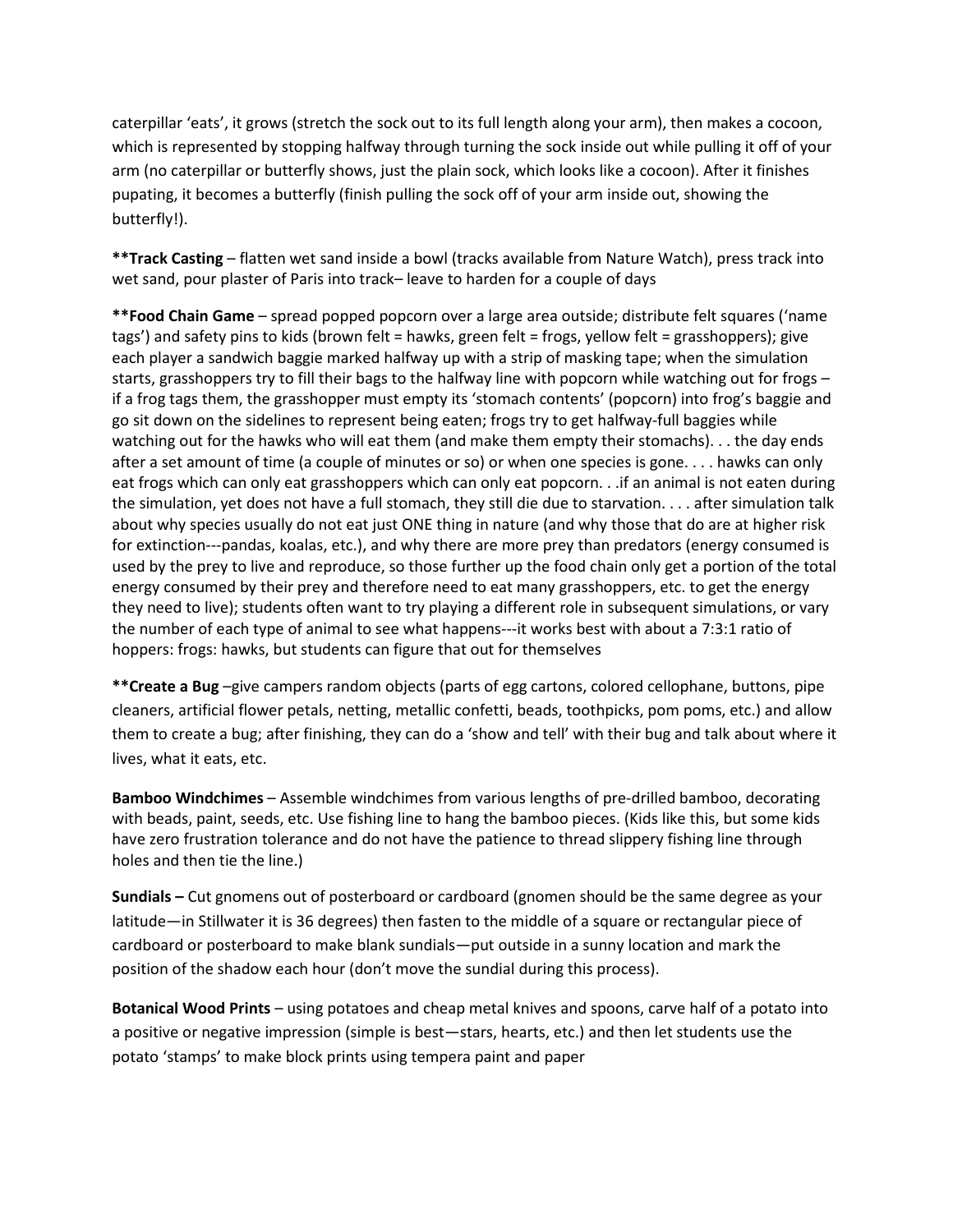caterpillar 'eats', it grows (stretch the sock out to its full length along your arm), then makes a cocoon, which is represented by stopping halfway through turning the sock inside out while pulling it off of your arm (no caterpillar or butterfly shows, just the plain sock, which looks like a cocoon). After it finishes pupating, it becomes a butterfly (finish pulling the sock off of your arm inside out, showing the butterfly!).

****Track Casting** – flatten wet sand inside a bowl (tracks available from Nature Watch), press track into wet sand, pour plaster of Paris into track– leave to harden for a couple of days

****Food Chain Game** – spread popped popcorn over a large area outside; distribute felt squares ('name tags') and safety pins to kids (brown felt = hawks, green felt = frogs, yellow felt = grasshoppers); give each player a sandwich baggie marked halfway up with a strip of masking tape; when the simulation starts, grasshoppers try to fill their bags to the halfway line with popcorn while watching out for frogs – if a frog tags them, the grasshopper must empty its 'stomach contents' (popcorn) into frog's baggie and go sit down on the sidelines to represent being eaten; frogs try to get halfway-full baggies while watching out for the hawks who will eat them (and make them empty their stomachs). . . the day ends after a set amount of time (a couple of minutes or so) or when one species is gone. . . . hawks can only eat frogs which can only eat grasshoppers which can only eat popcorn. . .if an animal is not eaten during the simulation, yet does not have a full stomach, they still die due to starvation. . . . after simulation talk about why species usually do not eat just ONE thing in nature (and why those that do are at higher risk for extinction---pandas, koalas, etc.), and why there are more prey than predators (energy consumed is used by the prey to live and reproduce, so those further up the food chain only get a portion of the total energy consumed by their prey and therefore need to eat many grasshoppers, etc. to get the energy they need to live); students often want to try playing a different role in subsequent simulations, or vary the number of each type of animal to see what happens---it works best with about a 7:3:1 ratio of hoppers: frogs: hawks, but students can figure that out for themselves

****Create a Bug** –give campers random objects (parts of egg cartons, colored cellophane, buttons, pipe cleaners, artificial flower petals, netting, metallic confetti, beads, toothpicks, pom poms, etc.) and allow them to create a bug; after finishing, they can do a 'show and tell' with their bug and talk about where it lives, what it eats, etc.

**Bamboo Windchimes** – Assemble windchimes from various lengths of pre-drilled bamboo, decorating with beads, paint, seeds, etc. Use fishing line to hang the bamboo pieces. (Kids like this, but some kids have zero frustration tolerance and do not have the patience to thread slippery fishing line through holes and then tie the line.)

**Sundials –** Cut gnomens out of posterboard or cardboard (gnomen should be the same degree as your latitude—in Stillwater it is 36 degrees) then fasten to the middle of a square or rectangular piece of cardboard or posterboard to make blank sundials—put outside in a sunny location and mark the position of the shadow each hour (don't move the sundial during this process).

**Botanical Wood Prints** – using potatoes and cheap metal knives and spoons, carve half of a potato into a positive or negative impression (simple is best—stars, hearts, etc.) and then let students use the potato 'stamps' to make block prints using tempera paint and paper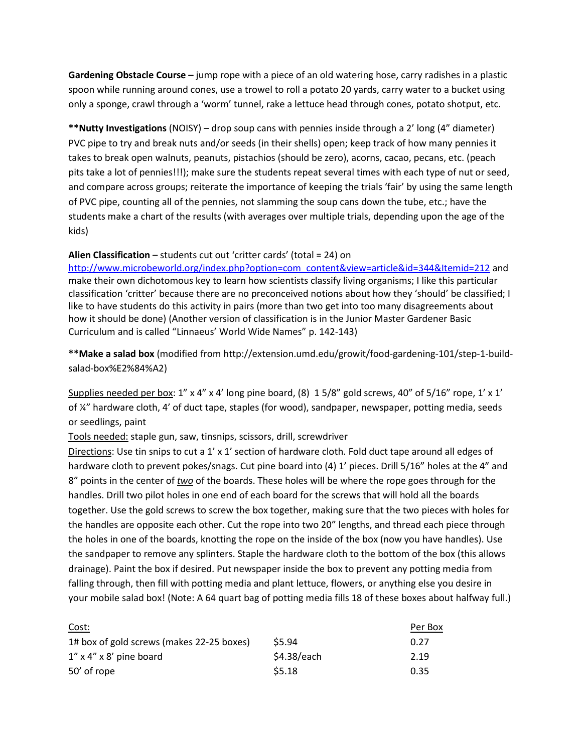**Gardening Obstacle Course –** jump rope with a piece of an old watering hose, carry radishes in a plastic spoon while running around cones, use a trowel to roll a potato 20 yards, carry water to a bucket using only a sponge, crawl through a 'worm' tunnel, rake a lettuce head through cones, potato shotput, etc.

****Nutty Investigations** (NOISY) – drop soup cans with pennies inside through a 2' long (4" diameter) PVC pipe to try and break nuts and/or seeds (in their shells) open; keep track of how many pennies it takes to break open walnuts, peanuts, pistachios (should be zero), acorns, cacao, pecans, etc. (peach pits take a lot of pennies!!!); make sure the students repeat several times with each type of nut or seed, and compare across groups; reiterate the importance of keeping the trials 'fair' by using the same length of PVC pipe, counting all of the pennies, not slamming the soup cans down the tube, etc.; have the students make a chart of the results (with averages over multiple trials, depending upon the age of the kids)

**Alien Classification** – students cut out 'critter cards' (total = 24) on http://www.microbeworld.org/index.php?option=com_content&view=article&id=344&Itemid=212 and make their own dichotomous key to learn how scientists classify living organisms; I like this particular classification 'critter' because there are no preconceived notions about how they 'should' be classified; I like to have students do this activity in pairs (more than two get into too many disagreements about how it should be done) (Another version of classification is in the Junior Master Gardener Basic Curriculum and is called "Linnaeus' World Wide Names" p. 142-143)

****Make a salad box** (modified from http://extension.umd.edu/growit/food-gardening-101/step-1-build-salad-box%E2%84%A2)

<u>Supplies needed per box</u>: 1" x 4" x 4' long pine board, (8) 1 5/8" gold screws, 40" of 5/16" rope, 1' x 1' of ¼" hardware cloth, 4' of duct tape, staples (for wood), sandpaper, newspaper, potting media, seeds or seedlings, paint

<u>Tools needed:</u> staple gun, saw, tinsnips, scissors, drill, screwdriver

<u>Directions</u>: Use tin snips to cut a 1' x 1' section of hardware cloth. Fold duct tape around all edges of hardware cloth to prevent pokes/snags. Cut pine board into (4) 1' pieces. Drill 5/16" holes at the 4" and 8" points in the center of ***two*** of the boards. These holes will be where the rope goes through for the handles. Drill two pilot holes in one end of each board for the screws that will hold all the boards together. Use the gold screws to screw the box together, making sure that the two pieces with holes for the handles are opposite each other. Cut the rope into two 20" lengths, and thread each piece through the holes in one of the boards, knotting the rope on the inside of the box (now you have handles). Use the sandpaper to remove any splinters. Staple the hardware cloth to the bottom of the box (this allows drainage). Paint the box if desired. Put newspaper inside the box to prevent any potting media from falling through, then fill with potting media and plant lettuce, flowers, or anything else you desire in your mobile salad box! (Note: A 64 quart bag of potting media fills 18 of these boxes about halfway full.)

| <u>Cost:</u> | | <u>Per Box</u> |
|---|---|---|
| 1# box of gold screws (makes 22-25 boxes) | $5.94 | 0.27 |
| 1" x 4" x 8' pine board | $4.38/each | 2.19 |
| 50' of rope | $5.18 | 0.35 |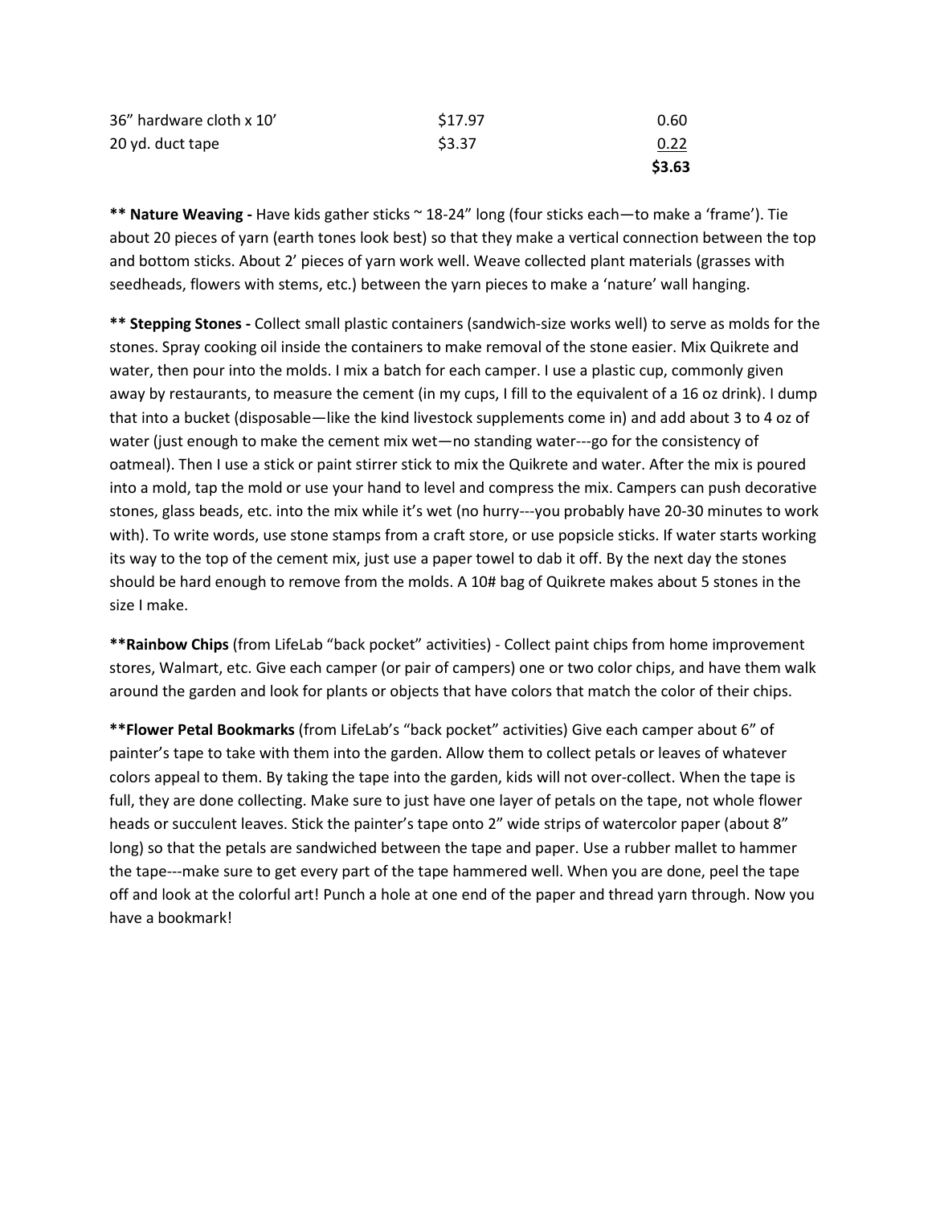| | | |
|---|---|---|
| 36” hardware cloth x 10’ | $17.97 | 0.60 |
| 20 yd. duct tape | $3.37 | 0.22 |
| | | **$3.63** |

**** Nature Weaving -** Have kids gather sticks ~ 18-24” long (four sticks each—to make a ‘frame’). Tie about 20 pieces of yarn (earth tones look best) so that they make a vertical connection between the top and bottom sticks. About 2’ pieces of yarn work well. Weave collected plant materials (grasses with seedheads, flowers with stems, etc.) between the yarn pieces to make a ‘nature’ wall hanging.

**** Stepping Stones -** Collect small plastic containers (sandwich-size works well) to serve as molds for the stones. Spray cooking oil inside the containers to make removal of the stone easier. Mix Quikrete and water, then pour into the molds. I mix a batch for each camper. I use a plastic cup, commonly given away by restaurants, to measure the cement (in my cups, I fill to the equivalent of a 16 oz drink). I dump that into a bucket (disposable—like the kind livestock supplements come in) and add about 3 to 4 oz of water (just enough to make the cement mix wet—no standing water---go for the consistency of oatmeal). Then I use a stick or paint stirrer stick to mix the Quikrete and water. After the mix is poured into a mold, tap the mold or use your hand to level and compress the mix. Campers can push decorative stones, glass beads, etc. into the mix while it’s wet (no hurry---you probably have 20-30 minutes to work with). To write words, use stone stamps from a craft store, or use popsicle sticks. If water starts working its way to the top of the cement mix, just use a paper towel to dab it off. By the next day the stones should be hard enough to remove from the molds. A 10# bag of Quikrete makes about 5 stones in the size I make.

****Rainbow Chips** (from LifeLab “back pocket” activities) - Collect paint chips from home improvement stores, Walmart, etc. Give each camper (or pair of campers) one or two color chips, and have them walk around the garden and look for plants or objects that have colors that match the color of their chips.

****Flower Petal Bookmarks** (from LifeLab’s “back pocket” activities) Give each camper about 6” of painter’s tape to take with them into the garden. Allow them to collect petals or leaves of whatever colors appeal to them. By taking the tape into the garden, kids will not over-collect. When the tape is full, they are done collecting. Make sure to just have one layer of petals on the tape, not whole flower heads or succulent leaves. Stick the painter’s tape onto 2” wide strips of watercolor paper (about 8” long) so that the petals are sandwiched between the tape and paper. Use a rubber mallet to hammer the tape---make sure to get every part of the tape hammered well. When you are done, peel the tape off and look at the colorful art! Punch a hole at one end of the paper and thread yarn through. Now you have a bookmark!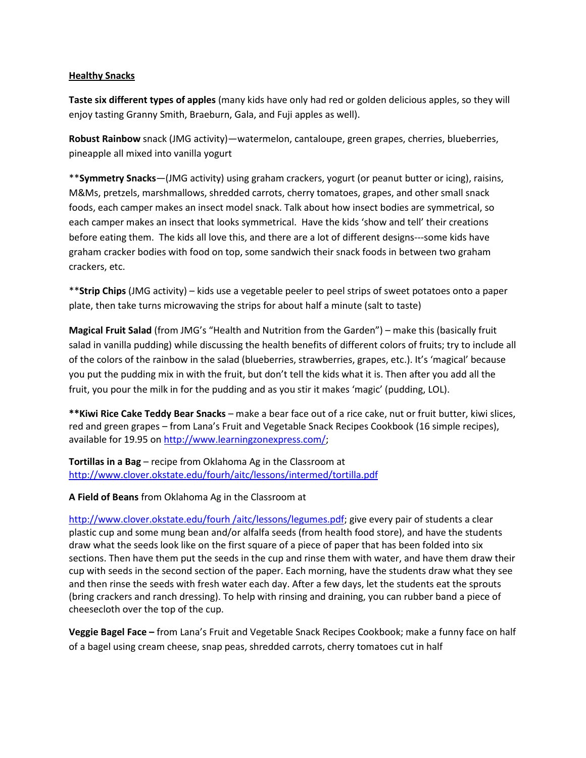**Healthy Snacks**

**Taste six different types of apples** (many kids have only had red or golden delicious apples, so they will enjoy tasting Granny Smith, Braeburn, Gala, and Fuji apples as well).

**Robust Rainbow** snack (JMG activity)—watermelon, cantaloupe, green grapes, cherries, blueberries, pineapple all mixed into vanilla yogurt

**Symmetry Snacks**—(JMG activity) using graham crackers, yogurt (or peanut butter or icing), raisins, M&Ms, pretzels, marshmallows, shredded carrots, cherry tomatoes, grapes, and other small snack foods, each camper makes an insect model snack. Talk about how insect bodies are symmetrical, so each camper makes an insect that looks symmetrical. Have the kids 'show and tell' their creations before eating them. The kids all love this, and there are a lot of different designs---some kids have graham cracker bodies with food on top, some sandwich their snack foods in between two graham crackers, etc.

**Strip Chips** (JMG activity) – kids use a vegetable peeler to peel strips of sweet potatoes onto a paper plate, then take turns microwaving the strips for about half a minute (salt to taste)

**Magical Fruit Salad** (from JMG's "Health and Nutrition from the Garden") – make this (basically fruit salad in vanilla pudding) while discussing the health benefits of different colors of fruits; try to include all of the colors of the rainbow in the salad (blueberries, strawberries, grapes, etc.). It's 'magical' because you put the pudding mix in with the fruit, but don't tell the kids what it is. Then after you add all the fruit, you pour the milk in for the pudding and as you stir it makes 'magic' (pudding, LOL).

****Kiwi Rice Cake Teddy Bear Snacks**** – make a bear face out of a rice cake, nut or fruit butter, kiwi slices, red and green grapes – from Lana's Fruit and Vegetable Snack Recipes Cookbook (16 simple recipes), available for 19.95 on http://www.learningzonexpress.com/;

**Tortillas in a Bag** – recipe from Oklahoma Ag in the Classroom at http://www.clover.okstate.edu/fourh/aitc/lessons/intermed/tortilla.pdf

**A Field of Beans** from Oklahoma Ag in the Classroom at

http://www.clover.okstate.edu/fourh /aitc/lessons/legumes.pdf; give every pair of students a clear plastic cup and some mung bean and/or alfalfa seeds (from health food store), and have the students draw what the seeds look like on the first square of a piece of paper that has been folded into six sections. Then have them put the seeds in the cup and rinse them with water, and have them draw their cup with seeds in the second section of the paper. Each morning, have the students draw what they see and then rinse the seeds with fresh water each day. After a few days, let the students eat the sprouts (bring crackers and ranch dressing). To help with rinsing and draining, you can rubber band a piece of cheesecloth over the top of the cup.

**Veggie Bagel Face –** from Lana's Fruit and Vegetable Snack Recipes Cookbook; make a funny face on half of a bagel using cream cheese, snap peas, shredded carrots, cherry tomatoes cut in half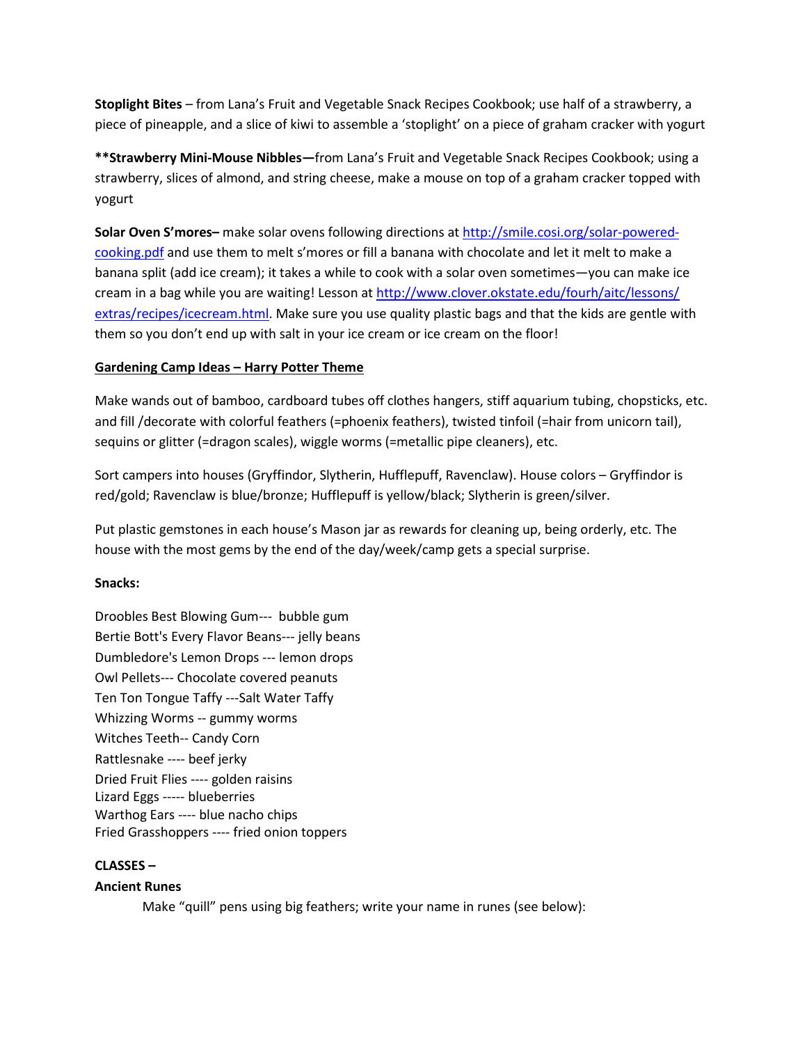**Stoplight Bites** – from Lana's Fruit and Vegetable Snack Recipes Cookbook; use half of a strawberry, a piece of pineapple, and a slice of kiwi to assemble a 'stoplight' on a piece of graham cracker with yogurt

****Strawberry Mini-Mouse Nibbles—**from Lana's Fruit and Vegetable Snack Recipes Cookbook; using a strawberry, slices of almond, and string cheese, make a mouse on top of a graham cracker topped with yogurt

**Solar Oven S'mores–** make solar ovens following directions at [http://smile.cosi.org/solar-powered-cooking.pdf](http://smile.cosi.org/solar-powered-cooking.pdf) and use them to melt s'mores or fill a banana with chocolate and let it melt to make a banana split (add ice cream); it takes a while to cook with a solar oven sometimes—you can make ice cream in a bag while you are waiting! Lesson at [http://www.clover.okstate.edu/fourh/aitc/lessons/extras/recipes/icecream.html](http://www.clover.okstate.edu/fourh/aitc/lessons/extras/recipes/icecream.html). Make sure you use quality plastic bags and that the kids are gentle with them so you don't end up with salt in your ice cream or ice cream on the floor!

**<u>Gardening Camp Ideas – Harry Potter Theme</u>**

Make wands out of bamboo, cardboard tubes off clothes hangers, stiff aquarium tubing, chopsticks, etc. and fill /decorate with colorful feathers (=phoenix feathers), twisted tinfoil (=hair from unicorn tail), sequins or glitter (=dragon scales), wiggle worms (=metallic pipe cleaners), etc.

Sort campers into houses (Gryffindor, Slytherin, Hufflepuff, Ravenclaw). House colors – Gryffindor is red/gold; Ravenclaw is blue/bronze; Hufflepuff is yellow/black; Slytherin is green/silver.

Put plastic gemstones in each house's Mason jar as rewards for cleaning up, being orderly, etc. The house with the most gems by the end of the day/week/camp gets a special surprise.

**Snacks:**

Droobles Best Blowing Gum--- bubble gum
Bertie Bott's Every Flavor Beans--- jelly beans
Dumbledore's Lemon Drops --- lemon drops
Owl Pellets--- Chocolate covered peanuts
Ten Ton Tongue Taffy ---Salt Water Taffy
Whizzing Worms -- gummy worms
Witches Teeth-- Candy Corn
Rattlesnake ---- beef jerky
Dried Fruit Flies ---- golden raisins
Lizard Eggs ----- blueberries
Warthog Ears ---- blue nacho chips
Fried Grasshoppers ---- fried onion toppers

**CLASSES –**

**Ancient Runes**

Make "quill" pens using big feathers; write your name in runes (see below):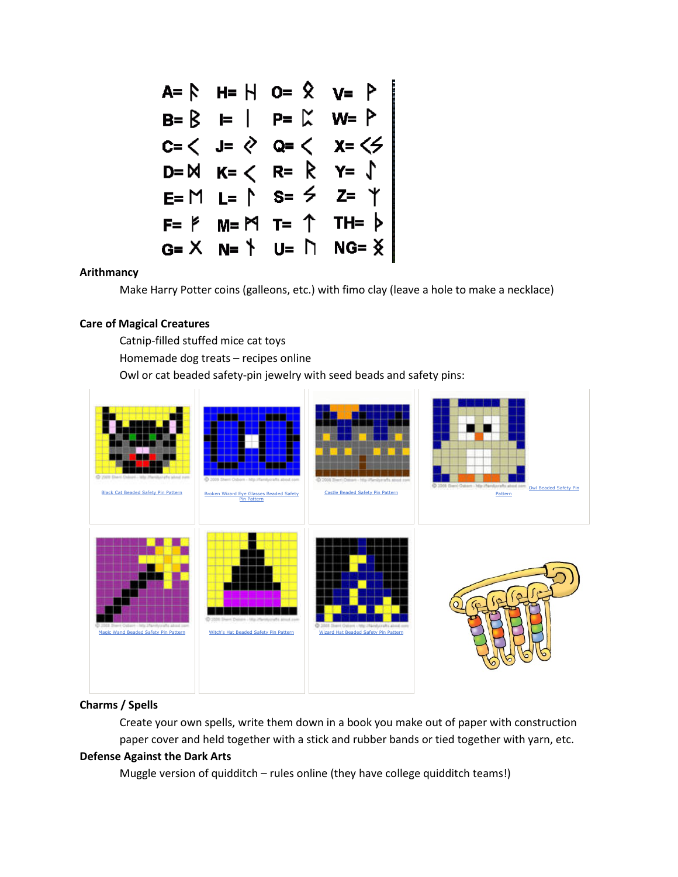| | | | |
|---|---|---|---|
| A= ᚨ | H= ᚺ | O= ᛟ | V= ᚹ |
| B= ᛒ | I= ᛁ | P= ᛈ | W= ᚹ |
| C= ᚲ | J= ᛃ | Q= ᚲ | X= ᚲᛊ |
| D= ᛞ | K= ᚲ | R= ᚱ | Y= ᛇ |
| E= ᛖ | L= ᛚ | S= ᛊ | Z= ᛉ |
| F= ᚠ | M= ᛗ | T= ᛏ | TH= ᚦ |
| G= ᚷ | N= ᚾ | U= ᚢ | NG= ᛝ |

**Arithmancy**

Make Harry Potter coins (galleons, etc.) with fimo clay (leave a hole to make a necklace)

**Care of Magical Creatures**

Catnip-filled stuffed mice cat toys

Homemade dog treats – recipes online

Owl or cat beaded safety-pin jewelry with seed beads and safety pins:

Black Cat Beaded Safety Pin Pattern

Broken Wizard Eye Glasses Beaded Safety Pin Pattern

Castle Beaded Safety Pin Pattern

Owl Beaded Safety Pin Pattern

Magic Wand Beaded Safety Pin Pattern

Witch's Hat Beaded Safety Pin Pattern

Wizard Hat Beaded Safety Pin Pattern

**Charms / Spells**

Create your own spells, write them down in a book you make out of paper with construction paper cover and held together with a stick and rubber bands or tied together with yarn, etc.

**Defense Against the Dark Arts**

Muggle version of quidditch – rules online (they have college quidditch teams!)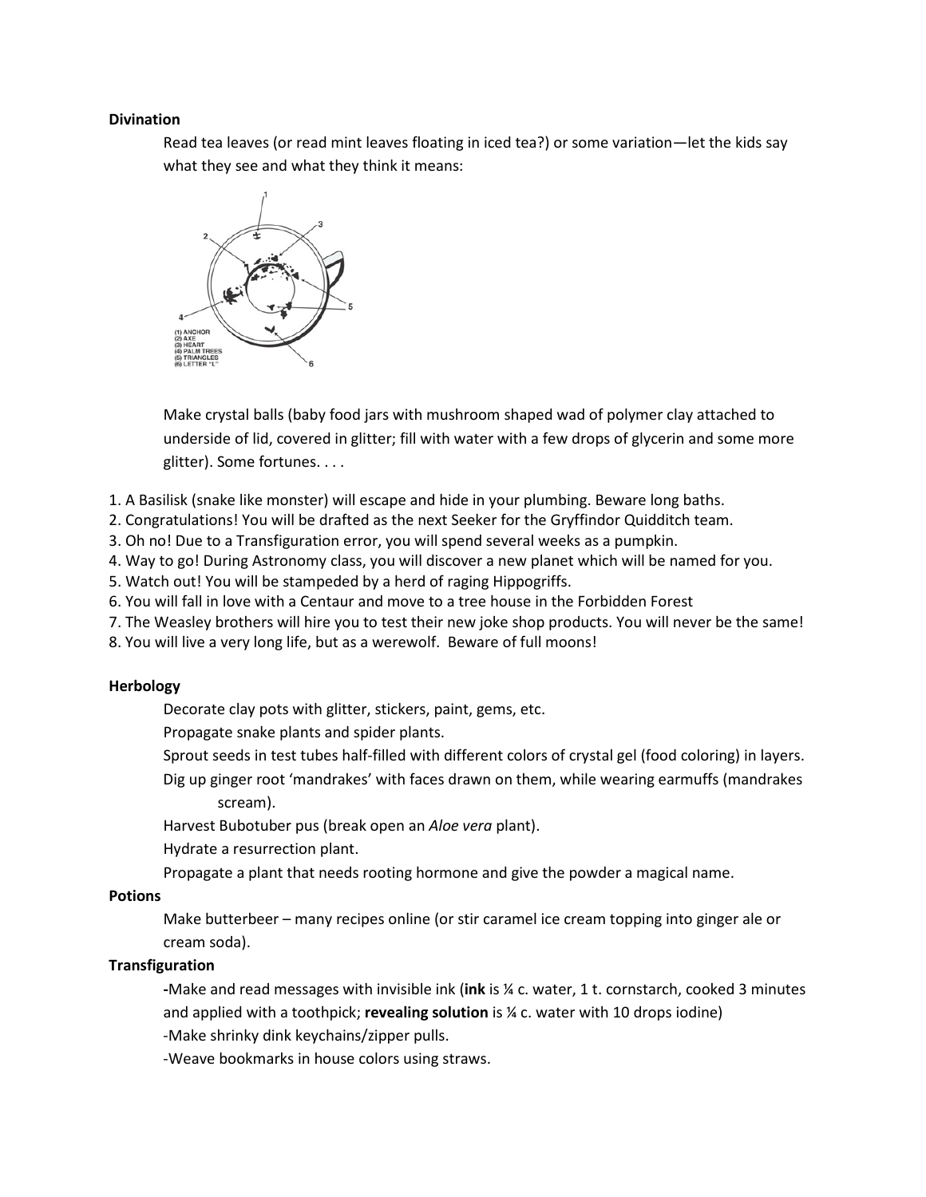**Divination**

Read tea leaves (or read mint leaves floating in iced tea?) or some variation—let the kids say what they see and what they think it means:

(1) ANCHOR
(2) AXE
(3) HEART
(4) PALM TREES
(5) TRIANGLES
(6) LETTER "L"

Make crystal balls (baby food jars with mushroom shaped wad of polymer clay attached to underside of lid, covered in glitter; fill with water with a few drops of glycerin and some more glitter). Some fortunes. . . .

1. A Basilisk (snake like monster) will escape and hide in your plumbing. Beware long baths.
2. Congratulations! You will be drafted as the next Seeker for the Gryffindor Quidditch team.
3. Oh no! Due to a Transfiguration error, you will spend several weeks as a pumpkin.
4. Way to go! During Astronomy class, you will discover a new planet which will be named for you.
5. Watch out! You will be stampeded by a herd of raging Hippogriffs.
6. You will fall in love with a Centaur and move to a tree house in the Forbidden Forest
7. The Weasley brothers will hire you to test their new joke shop products. You will never be the same!
8. You will live a very long life, but as a werewolf. Beware of full moons!

**Herbology**

Decorate clay pots with glitter, stickers, paint, gems, etc.

Propagate snake plants and spider plants.

Sprout seeds in test tubes half-filled with different colors of crystal gel (food coloring) in layers.

Dig up ginger root 'mandrakes' with faces drawn on them, while wearing earmuffs (mandrakes scream).

Harvest Bubotuber pus (break open an *Aloe vera* plant).

Hydrate a resurrection plant.

Propagate a plant that needs rooting hormone and give the powder a magical name.

**Potions**

Make butterbeer – many recipes online (or stir caramel ice cream topping into ginger ale or cream soda).

**Transfiguration**

-Make and read messages with invisible ink (**ink** is ¼ c. water, 1 t. cornstarch, cooked 3 minutes and applied with a toothpick; **revealing solution** is ¼ c. water with 10 drops iodine)

-Make shrinky dink keychains/zipper pulls.

-Weave bookmarks in house colors using straws.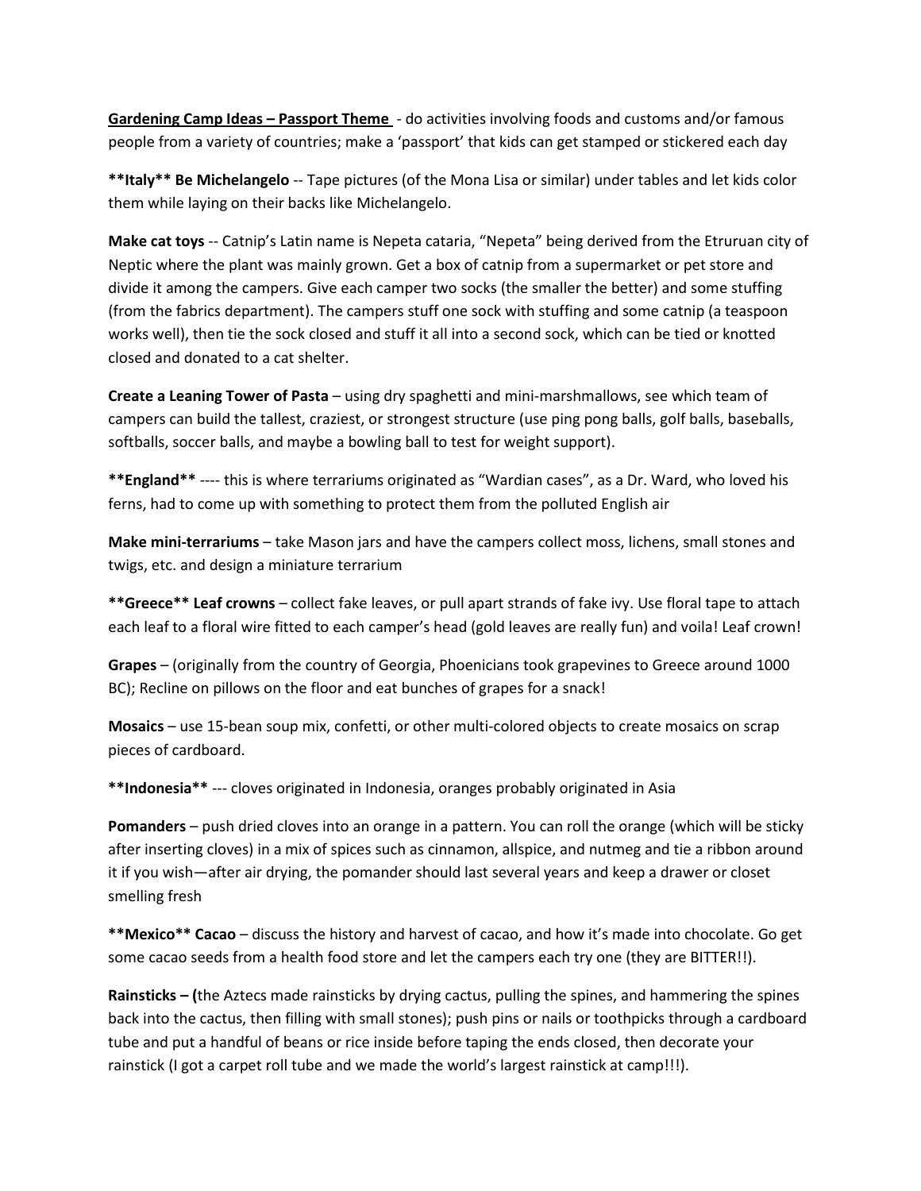**Gardening Camp Ideas – Passport Theme** - do activities involving foods and customs and/or famous people from a variety of countries; make a 'passport' that kids can get stamped or stickered each day

**Italy** **Be Michelangelo** -- Tape pictures (of the Mona Lisa or similar) under tables and let kids color them while laying on their backs like Michelangelo.

**Make cat toys** -- Catnip's Latin name is Nepeta cataria, "Nepeta" being derived from the Etruruan city of Neptic where the plant was mainly grown. Get a box of catnip from a supermarket or pet store and divide it among the campers. Give each camper two socks (the smaller the better) and some stuffing (from the fabrics department). The campers stuff one sock with stuffing and some catnip (a teaspoon works well), then tie the sock closed and stuff it all into a second sock, which can be tied or knotted closed and donated to a cat shelter.

**Create a Leaning Tower of Pasta** – using dry spaghetti and mini-marshmallows, see which team of campers can build the tallest, craziest, or strongest structure (use ping pong balls, golf balls, baseballs, softballs, soccer balls, and maybe a bowling ball to test for weight support).

**England** ---- this is where terrariums originated as "Wardian cases", as a Dr. Ward, who loved his ferns, had to come up with something to protect them from the polluted English air

**Make mini-terrariums** – take Mason jars and have the campers collect moss, lichens, small stones and twigs, etc. and design a miniature terrarium

**Greece** **Leaf crowns** – collect fake leaves, or pull apart strands of fake ivy. Use floral tape to attach each leaf to a floral wire fitted to each camper's head (gold leaves are really fun) and voila! Leaf crown!

**Grapes** – (originally from the country of Georgia, Phoenicians took grapevines to Greece around 1000 BC); Recline on pillows on the floor and eat bunches of grapes for a snack!

**Mosaics** – use 15-bean soup mix, confetti, or other multi-colored objects to create mosaics on scrap pieces of cardboard.

**Indonesia** --- cloves originated in Indonesia, oranges probably originated in Asia

**Pomanders** – push dried cloves into an orange in a pattern. You can roll the orange (which will be sticky after inserting cloves) in a mix of spices such as cinnamon, allspice, and nutmeg and tie a ribbon around it if you wish—after air drying, the pomander should last several years and keep a drawer or closet smelling fresh

**Mexico** **Cacao** – discuss the history and harvest of cacao, and how it's made into chocolate. Go get some cacao seeds from a health food store and let the campers each try one (they are BITTER!!).

**Rainsticks – (**the Aztecs made rainsticks by drying cactus, pulling the spines, and hammering the spines back into the cactus, then filling with small stones); push pins or nails or toothpicks through a cardboard tube and put a handful of beans or rice inside before taping the ends closed, then decorate your rainstick (I got a carpet roll tube and we made the world's largest rainstick at camp!!!).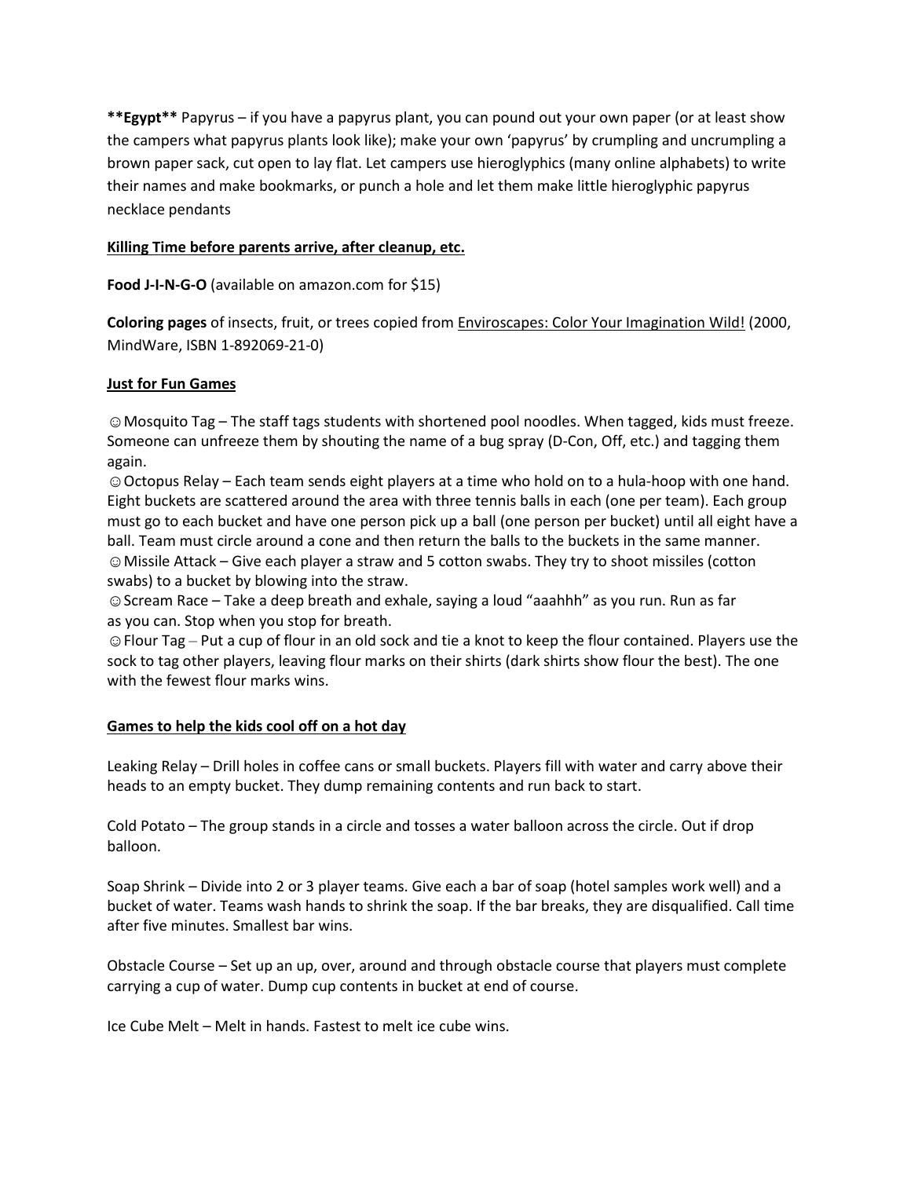**Egypt** Papyrus – if you have a papyrus plant, you can pound out your own paper (or at least show the campers what papyrus plants look like); make your own 'papyrus' by crumpling and uncrumpling a brown paper sack, cut open to lay flat. Let campers use hieroglyphics (many online alphabets) to write their names and make bookmarks, or punch a hole and let them make little hieroglyphic papyrus necklace pendants

**Killing Time before parents arrive, after cleanup, etc.**

**Food J-I-N-G-O** (available on amazon.com for $15)

**Coloring pages** of insects, fruit, or trees copied from Enviroscapes: Color Your Imagination Wild! (2000, MindWare, ISBN 1-892069-21-0)

**Just for Fun Games**

☺Mosquito Tag – The staff tags students with shortened pool noodles. When tagged, kids must freeze. Someone can unfreeze them by shouting the name of a bug spray (D-Con, Off, etc.) and tagging them again.
☺Octopus Relay – Each team sends eight players at a time who hold on to a hula-hoop with one hand. Eight buckets are scattered around the area with three tennis balls in each (one per team). Each group must go to each bucket and have one person pick up a ball (one person per bucket) until all eight have a ball. Team must circle around a cone and then return the balls to the buckets in the same manner.
☺Missile Attack – Give each player a straw and 5 cotton swabs. They try to shoot missiles (cotton swabs) to a bucket by blowing into the straw.
☺Scream Race – Take a deep breath and exhale, saying a loud "aaahhh" as you run. Run as far as you can. Stop when you stop for breath.
☺Flour Tag – Put a cup of flour in an old sock and tie a knot to keep the flour contained. Players use the sock to tag other players, leaving flour marks on their shirts (dark shirts show flour the best). The one with the fewest flour marks wins.

**Games to help the kids cool off on a hot day**

Leaking Relay – Drill holes in coffee cans or small buckets. Players fill with water and carry above their heads to an empty bucket. They dump remaining contents and run back to start.

Cold Potato – The group stands in a circle and tosses a water balloon across the circle. Out if drop balloon.

Soap Shrink – Divide into 2 or 3 player teams. Give each a bar of soap (hotel samples work well) and a bucket of water. Teams wash hands to shrink the soap. If the bar breaks, they are disqualified. Call time after five minutes. Smallest bar wins.

Obstacle Course – Set up an up, over, around and through obstacle course that players must complete carrying a cup of water. Dump cup contents in bucket at end of course.

Ice Cube Melt – Melt in hands. Fastest to melt ice cube wins.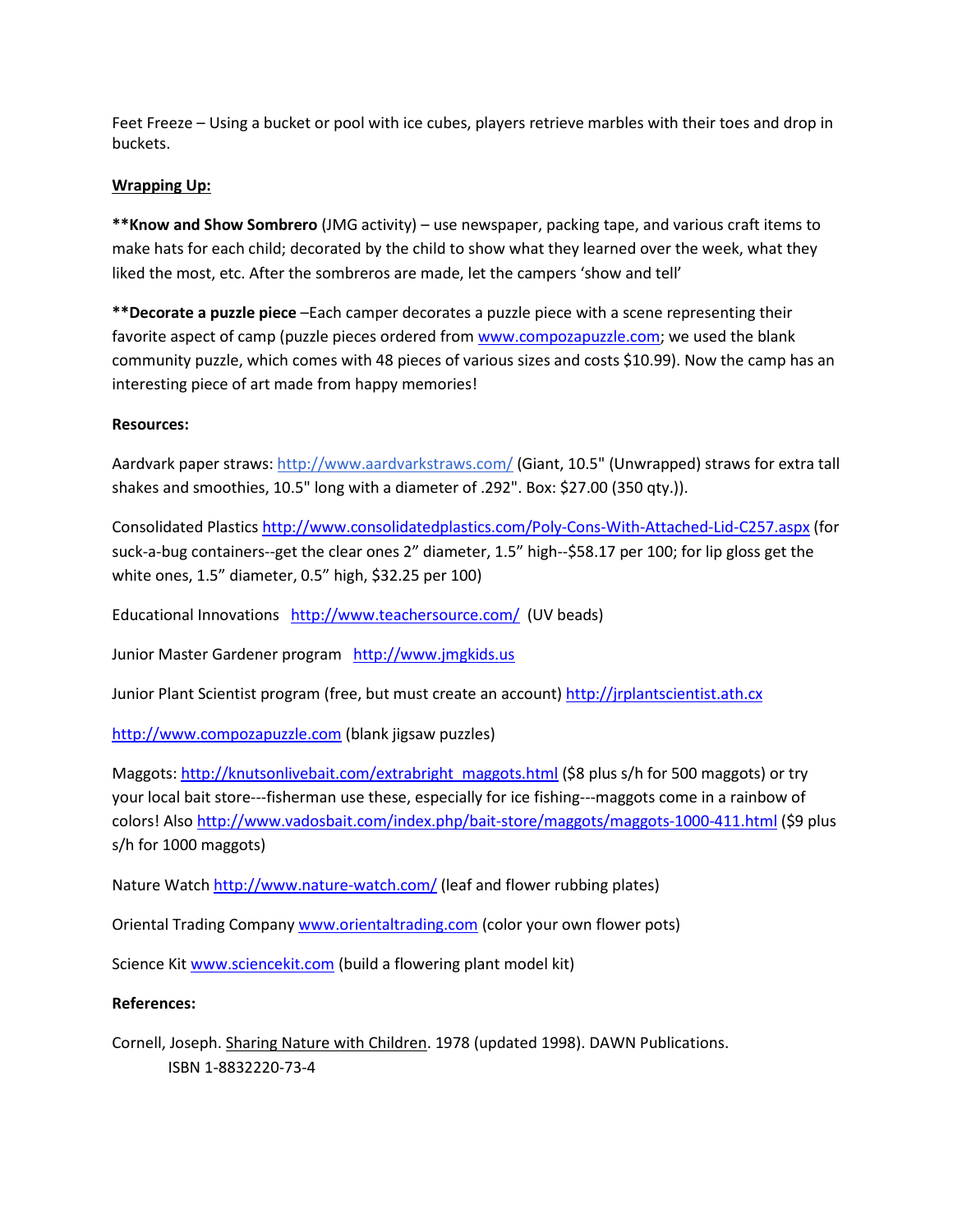Feet Freeze – Using a bucket or pool with ice cubes, players retrieve marbles with their toes and drop in buckets.

**Wrapping Up:**

****Know and Show Sombrero** (JMG activity) – use newspaper, packing tape, and various craft items to make hats for each child; decorated by the child to show what they learned over the week, what they liked the most, etc. After the sombreros are made, let the campers 'show and tell'

****Decorate a puzzle piece** –Each camper decorates a puzzle piece with a scene representing their favorite aspect of camp (puzzle pieces ordered from www.compozapuzzle.com; we used the blank community puzzle, which comes with 48 pieces of various sizes and costs $10.99). Now the camp has an interesting piece of art made from happy memories!

**Resources:**

Aardvark paper straws: http://www.aardvarkstraws.com/ (Giant, 10.5" (Unwrapped) straws for extra tall shakes and smoothies, 10.5" long with a diameter of .292". Box: $27.00 (350 qty.)).

Consolidated Plastics http://www.consolidatedplastics.com/Poly-Cons-With-Attached-Lid-C257.aspx (for suck-a-bug containers--get the clear ones 2" diameter, 1.5" high--$58.17 per 100; for lip gloss get the white ones, 1.5" diameter, 0.5" high, $32.25 per 100)

Educational Innovations http://www.teachersource.com/ (UV beads)

Junior Master Gardener program http://www.jmgkids.us

Junior Plant Scientist program (free, but must create an account) http://jrplantscientist.ath.cx

http://www.compozapuzzle.com (blank jigsaw puzzles)

Maggots: http://knutsonlivebait.com/extrabright_maggots.html ($8 plus s/h for 500 maggots) or try your local bait store---fisherman use these, especially for ice fishing---maggots come in a rainbow of colors! Also http://www.vadosbait.com/index.php/bait-store/maggots/maggots-1000-411.html ($9 plus s/h for 1000 maggots)

Nature Watch http://www.nature-watch.com/ (leaf and flower rubbing plates)

Oriental Trading Company www.orientaltrading.com (color your own flower pots)

Science Kit www.sciencekit.com (build a flowering plant model kit)

**References:**

Cornell, Joseph. Sharing Nature with Children. 1978 (updated 1998). DAWN Publications.
ISBN 1-8832220-73-4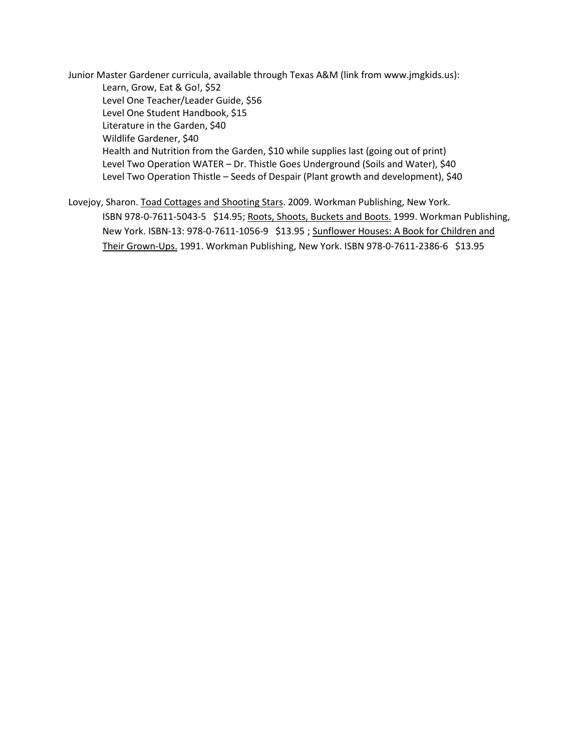Junior Master Gardener curricula, available through Texas A&M (link from www.jmgkids.us):

Learn, Grow, Eat & Go!, $52
Level One Teacher/Leader Guide, $56
Level One Student Handbook, $15
Literature in the Garden, $40
Wildlife Gardener, $40
Health and Nutrition from the Garden, $10 while supplies last (going out of print)
Level Two Operation WATER – Dr. Thistle Goes Underground (Soils and Water), $40
Level Two Operation Thistle – Seeds of Despair (Plant growth and development), $40

Lovejoy, Sharon. <u>Toad Cottages and Shooting Stars</u>. 2009. Workman Publishing, New York. ISBN 978-0-7611-5043-5 $14.95; <u>Roots, Shoots, Buckets and Boots.</u> 1999. Workman Publishing, New York. ISBN-13: 978-0-7611-1056-9 $13.95 ; <u>Sunflower Houses: A Book for Children and Their Grown-Ups.</u> 1991. Workman Publishing, New York. ISBN 978-0-7611-2386-6 $13.95